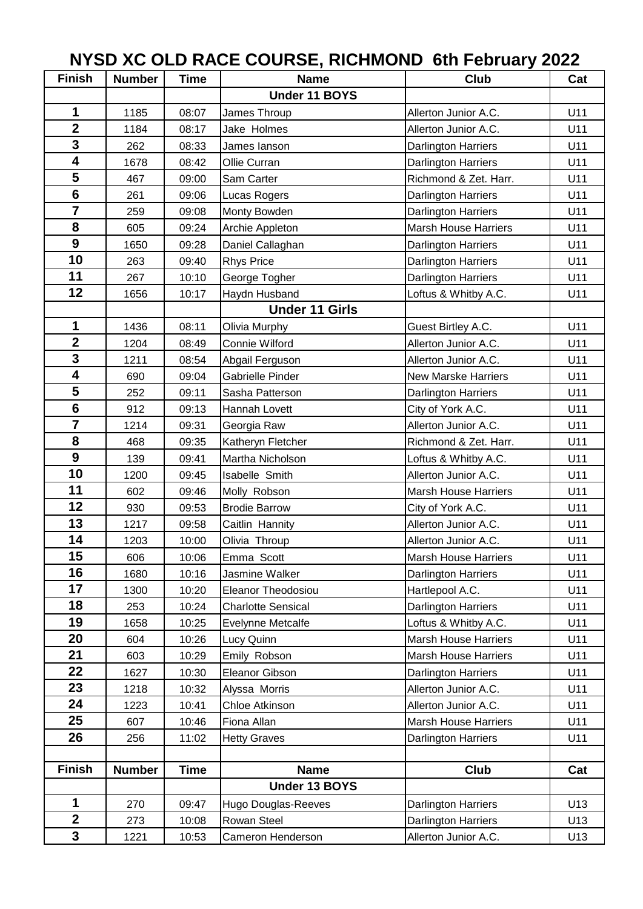# NYSD XC OLD RACE COURSE, RICHMOND 6th February 2022

| Finish | Number | Time | Name | Club | Cat |
|---|---|---|---|---|---|
| | | | **Under 11 BOYS** | | |
| 1 | 1185 | 08:07 | James Throup | Allerton Junior A.C. | U11 |
| 2 | 1184 | 08:17 | Jake Holmes | Allerton Junior A.C. | U11 |
| 3 | 262 | 08:33 | James Ianson | Darlington Harriers | U11 |
| 4 | 1678 | 08:42 | Ollie Curran | Darlington Harriers | U11 |
| 5 | 467 | 09:00 | Sam Carter | Richmond & Zet. Harr. | U11 |
| 6 | 261 | 09:06 | Lucas Rogers | Darlington Harriers | U11 |
| 7 | 259 | 09:08 | Monty Bowden | Darlington Harriers | U11 |
| 8 | 605 | 09:24 | Archie Appleton | Marsh House Harriers | U11 |
| 9 | 1650 | 09:28 | Daniel Callaghan | Darlington Harriers | U11 |
| 10 | 263 | 09:40 | Rhys Price | Darlington Harriers | U11 |
| 11 | 267 | 10:10 | George Togher | Darlington Harriers | U11 |
| 12 | 1656 | 10:17 | Haydn Husband | Loftus & Whitby A.C. | U11 |
| | | | **Under 11 Girls** | | |
| 1 | 1436 | 08:11 | Olivia Murphy | Guest Birtley A.C. | U11 |
| 2 | 1204 | 08:49 | Connie Wilford | Allerton Junior A.C. | U11 |
| 3 | 1211 | 08:54 | Abgail Ferguson | Allerton Junior A.C. | U11 |
| 4 | 690 | 09:04 | Gabrielle Pinder | New Marske Harriers | U11 |
| 5 | 252 | 09:11 | Sasha Patterson | Darlington Harriers | U11 |
| 6 | 912 | 09:13 | Hannah Lovett | City of York A.C. | U11 |
| 7 | 1214 | 09:31 | Georgia Raw | Allerton Junior A.C. | U11 |
| 8 | 468 | 09:35 | Katheryn Fletcher | Richmond & Zet. Harr. | U11 |
| 9 | 139 | 09:41 | Martha Nicholson | Loftus & Whitby A.C. | U11 |
| 10 | 1200 | 09:45 | Isabelle Smith | Allerton Junior A.C. | U11 |
| 11 | 602 | 09:46 | Molly Robson | Marsh House Harriers | U11 |
| 12 | 930 | 09:53 | Brodie Barrow | City of York A.C. | U11 |
| 13 | 1217 | 09:58 | Caitlin Hannity | Allerton Junior A.C. | U11 |
| 14 | 1203 | 10:00 | Olivia Throup | Allerton Junior A.C. | U11 |
| 15 | 606 | 10:06 | Emma Scott | Marsh House Harriers | U11 |
| 16 | 1680 | 10:16 | Jasmine Walker | Darlington Harriers | U11 |
| 17 | 1300 | 10:20 | Eleanor Theodosiou | Hartlepool A.C. | U11 |
| 18 | 253 | 10:24 | Charlotte Sensical | Darlington Harriers | U11 |
| 19 | 1658 | 10:25 | Evelynne Metcalfe | Loftus & Whitby A.C. | U11 |
| 20 | 604 | 10:26 | Lucy Quinn | Marsh House Harriers | U11 |
| 21 | 603 | 10:29 | Emily Robson | Marsh House Harriers | U11 |
| 22 | 1627 | 10:30 | Eleanor Gibson | Darlington Harriers | U11 |
| 23 | 1218 | 10:32 | Alyssa Morris | Allerton Junior A.C. | U11 |
| 24 | 1223 | 10:41 | Chloe Atkinson | Allerton Junior A.C. | U11 |
| 25 | 607 | 10:46 | Fiona Allan | Marsh House Harriers | U11 |
| 26 | 256 | 11:02 | Hetty Graves | Darlington Harriers | U11 |

| Finish | Number | Time | Name | Club | Cat |
|---|---|---|---|---|---|
| | | | **Under 13 BOYS** | | |
| 1 | 270 | 09:47 | Hugo Douglas-Reeves | Darlington Harriers | U13 |
| 2 | 273 | 10:08 | Rowan Steel | Darlington Harriers | U13 |
| 3 | 1221 | 10:53 | Cameron Henderson | Allerton Junior A.C. | U13 |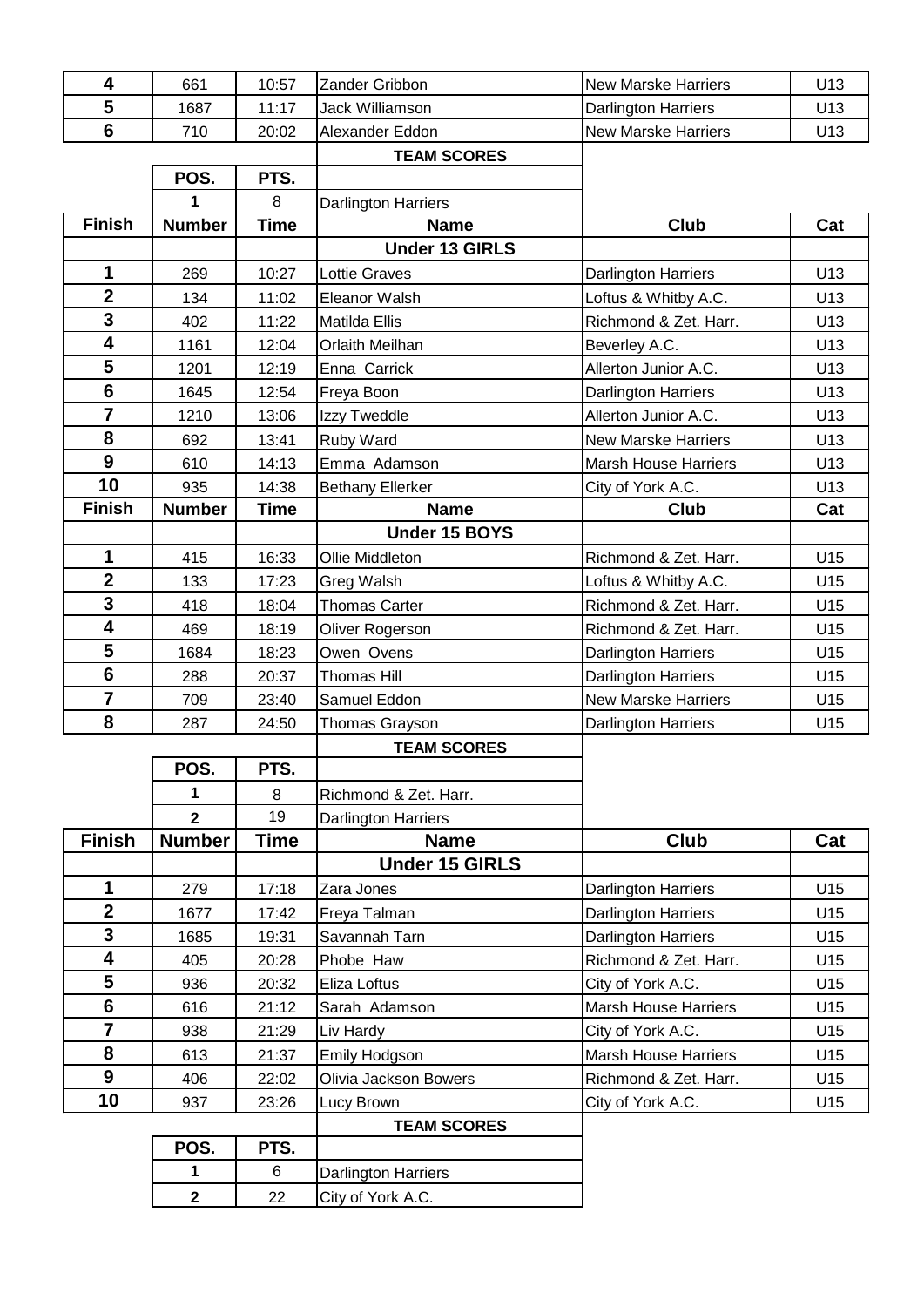| Finish | Number | Time | Name | Club | Cat |
|---|---|---|---|---|---|
| 4 | 661 | 10:57 | Zander Gribbon | New Marske Harriers | U13 |
| 5 | 1687 | 11:17 | Jack Williamson | Darlington Harriers | U13 |
| 6 | 710 | 20:02 | Alexander Eddon | New Marske Harriers | U13 |

**TEAM SCORES**

| POS. | PTS. | |
|---|---|---|
| 1 | 8 | Darlington Harriers |

| Finish | Number | Time | Name | Club | Cat |
|---|---|---|---|---|---|
| | | | **Under 13 GIRLS** | | |
| 1 | 269 | 10:27 | Lottie Graves | Darlington Harriers | U13 |
| 2 | 134 | 11:02 | Eleanor Walsh | Loftus & Whitby A.C. | U13 |
| 3 | 402 | 11:22 | Matilda Ellis | Richmond & Zet. Harr. | U13 |
| 4 | 1161 | 12:04 | Orlaith Meilhan | Beverley A.C. | U13 |
| 5 | 1201 | 12:19 | Enna Carrick | Allerton Junior A.C. | U13 |
| 6 | 1645 | 12:54 | Freya Boon | Darlington Harriers | U13 |
| 7 | 1210 | 13:06 | Izzy Tweddle | Allerton Junior A.C. | U13 |
| 8 | 692 | 13:41 | Ruby Ward | New Marske Harriers | U13 |
| 9 | 610 | 14:13 | Emma Adamson | Marsh House Harriers | U13 |
| 10 | 935 | 14:38 | Bethany Ellerker | City of York A.C. | U13 |

| Finish | Number | Time | Name | Club | Cat |
|---|---|---|---|---|---|
| | | | **Under 15 BOYS** | | |
| 1 | 415 | 16:33 | Ollie Middleton | Richmond & Zet. Harr. | U15 |
| 2 | 133 | 17:23 | Greg Walsh | Loftus & Whitby A.C. | U15 |
| 3 | 418 | 18:04 | Thomas Carter | Richmond & Zet. Harr. | U15 |
| 4 | 469 | 18:19 | Oliver Rogerson | Richmond & Zet. Harr. | U15 |
| 5 | 1684 | 18:23 | Owen Ovens | Darlington Harriers | U15 |
| 6 | 288 | 20:37 | Thomas Hill | Darlington Harriers | U15 |
| 7 | 709 | 23:40 | Samuel Eddon | New Marske Harriers | U15 |
| 8 | 287 | 24:50 | Thomas Grayson | Darlington Harriers | U15 |

**TEAM SCORES**

| POS. | PTS. | |
|---|---|---|
| 1 | 8 | Richmond & Zet. Harr. |
| 2 | 19 | Darlington Harriers |

| Finish | Number | Time | Name | Club | Cat |
|---|---|---|---|---|---|
| | | | **Under 15 GIRLS** | | |
| 1 | 279 | 17:18 | Zara Jones | Darlington Harriers | U15 |
| 2 | 1677 | 17:42 | Freya Talman | Darlington Harriers | U15 |
| 3 | 1685 | 19:31 | Savannah Tarn | Darlington Harriers | U15 |
| 4 | 405 | 20:28 | Phobe Haw | Richmond & Zet. Harr. | U15 |
| 5 | 936 | 20:32 | Eliza Loftus | City of York A.C. | U15 |
| 6 | 616 | 21:12 | Sarah Adamson | Marsh House Harriers | U15 |
| 7 | 938 | 21:29 | Liv Hardy | City of York A.C. | U15 |
| 8 | 613 | 21:37 | Emily Hodgson | Marsh House Harriers | U15 |
| 9 | 406 | 22:02 | Olivia Jackson Bowers | Richmond & Zet. Harr. | U15 |
| 10 | 937 | 23:26 | Lucy Brown | City of York A.C. | U15 |

**TEAM SCORES**

| POS. | PTS. | |
|---|---|---|
| 1 | 6 | Darlington Harriers |
| 2 | 22 | City of York A.C. |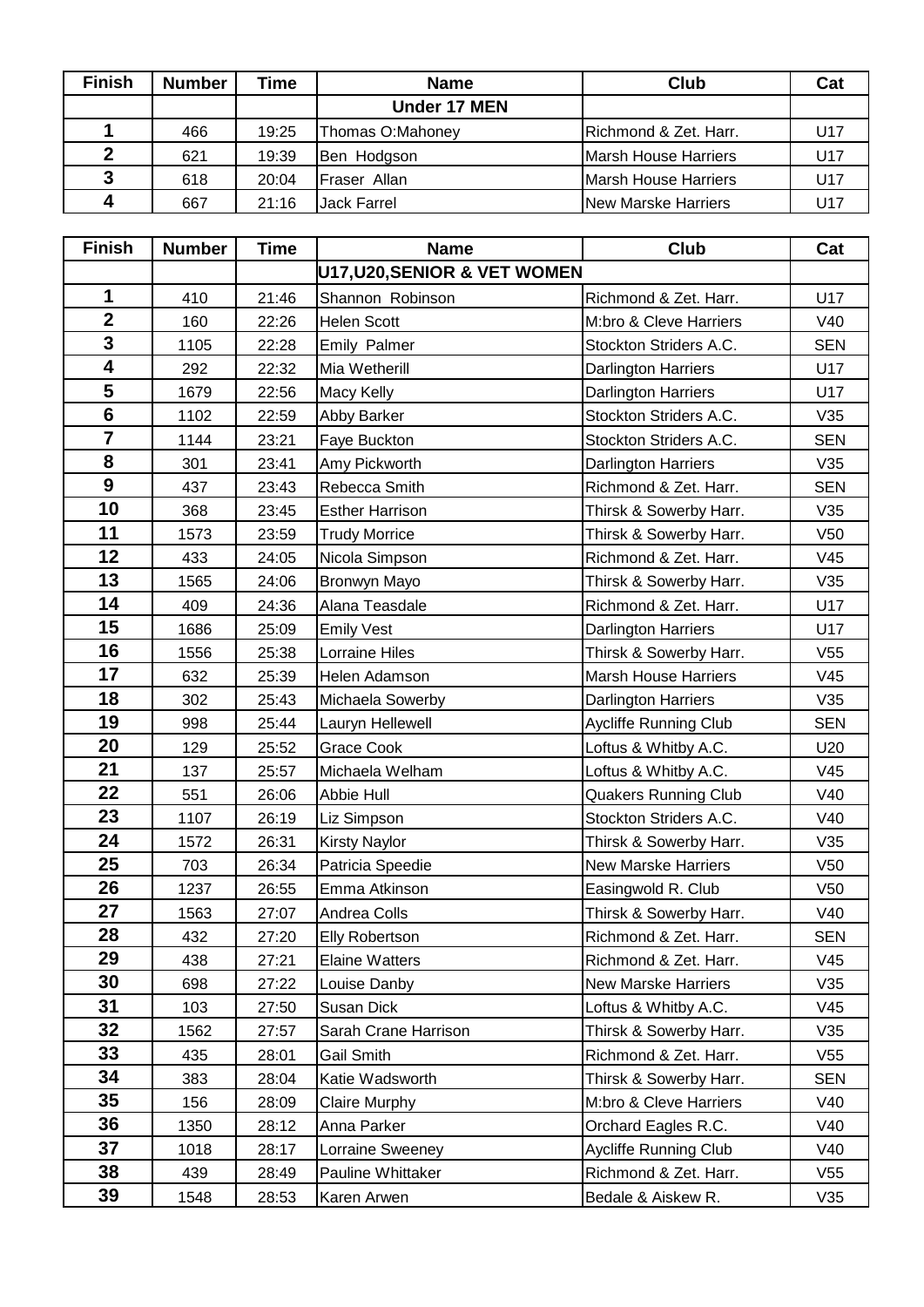| Finish | Number | Time | Name | Club | Cat |
|---|---|---|---|---|---|
| | | | **Under 17 MEN** | | |
| 1 | 466 | 19:25 | Thomas O:Mahoney | Richmond & Zet. Harr. | U17 |
| 2 | 621 | 19:39 | Ben Hodgson | Marsh House Harriers | U17 |
| 3 | 618 | 20:04 | Fraser Allan | Marsh House Harriers | U17 |
| 4 | 667 | 21:16 | Jack Farrel | New Marske Harriers | U17 |

| Finish | Number | Time | Name | Club | Cat |
|---|---|---|---|---|---|
| | | | **U17,U20,SENIOR & VET WOMEN** | | |
| 1 | 410 | 21:46 | Shannon Robinson | Richmond & Zet. Harr. | U17 |
| 2 | 160 | 22:26 | Helen Scott | M:bro & Cleve Harriers | V40 |
| 3 | 1105 | 22:28 | Emily Palmer | Stockton Striders A.C. | SEN |
| 4 | 292 | 22:32 | Mia Wetherill | Darlington Harriers | U17 |
| 5 | 1679 | 22:56 | Macy Kelly | Darlington Harriers | U17 |
| 6 | 1102 | 22:59 | Abby Barker | Stockton Striders A.C. | V35 |
| 7 | 1144 | 23:21 | Faye Buckton | Stockton Striders A.C. | SEN |
| 8 | 301 | 23:41 | Amy Pickworth | Darlington Harriers | V35 |
| 9 | 437 | 23:43 | Rebecca Smith | Richmond & Zet. Harr. | SEN |
| 10 | 368 | 23:45 | Esther Harrison | Thirsk & Sowerby Harr. | V35 |
| 11 | 1573 | 23:59 | Trudy Morrice | Thirsk & Sowerby Harr. | V50 |
| 12 | 433 | 24:05 | Nicola Simpson | Richmond & Zet. Harr. | V45 |
| 13 | 1565 | 24:06 | Bronwyn Mayo | Thirsk & Sowerby Harr. | V35 |
| 14 | 409 | 24:36 | Alana Teasdale | Richmond & Zet. Harr. | U17 |
| 15 | 1686 | 25:09 | Emily Vest | Darlington Harriers | U17 |
| 16 | 1556 | 25:38 | Lorraine Hiles | Thirsk & Sowerby Harr. | V55 |
| 17 | 632 | 25:39 | Helen Adamson | Marsh House Harriers | V45 |
| 18 | 302 | 25:43 | Michaela Sowerby | Darlington Harriers | V35 |
| 19 | 998 | 25:44 | Lauryn Hellewell | Aycliffe Running Club | SEN |
| 20 | 129 | 25:52 | Grace Cook | Loftus & Whitby A.C. | U20 |
| 21 | 137 | 25:57 | Michaela Welham | Loftus & Whitby A.C. | V45 |
| 22 | 551 | 26:06 | Abbie Hull | Quakers Running Club | V40 |
| 23 | 1107 | 26:19 | Liz Simpson | Stockton Striders A.C. | V40 |
| 24 | 1572 | 26:31 | Kirsty Naylor | Thirsk & Sowerby Harr. | V35 |
| 25 | 703 | 26:34 | Patricia Speedie | New Marske Harriers | V50 |
| 26 | 1237 | 26:55 | Emma Atkinson | Easingwold R. Club | V50 |
| 27 | 1563 | 27:07 | Andrea Colls | Thirsk & Sowerby Harr. | V40 |
| 28 | 432 | 27:20 | Elly Robertson | Richmond & Zet. Harr. | SEN |
| 29 | 438 | 27:21 | Elaine Watters | Richmond & Zet. Harr. | V45 |
| 30 | 698 | 27:22 | Louise Danby | New Marske Harriers | V35 |
| 31 | 103 | 27:50 | Susan Dick | Loftus & Whitby A.C. | V45 |
| 32 | 1562 | 27:57 | Sarah Crane Harrison | Thirsk & Sowerby Harr. | V35 |
| 33 | 435 | 28:01 | Gail Smith | Richmond & Zet. Harr. | V55 |
| 34 | 383 | 28:04 | Katie Wadsworth | Thirsk & Sowerby Harr. | SEN |
| 35 | 156 | 28:09 | Claire Murphy | M:bro & Cleve Harriers | V40 |
| 36 | 1350 | 28:12 | Anna Parker | Orchard Eagles R.C. | V40 |
| 37 | 1018 | 28:17 | Lorraine Sweeney | Aycliffe Running Club | V40 |
| 38 | 439 | 28:49 | Pauline Whittaker | Richmond & Zet. Harr. | V55 |
| 39 | 1548 | 28:53 | Karen Arwen | Bedale & Aiskew R. | V35 |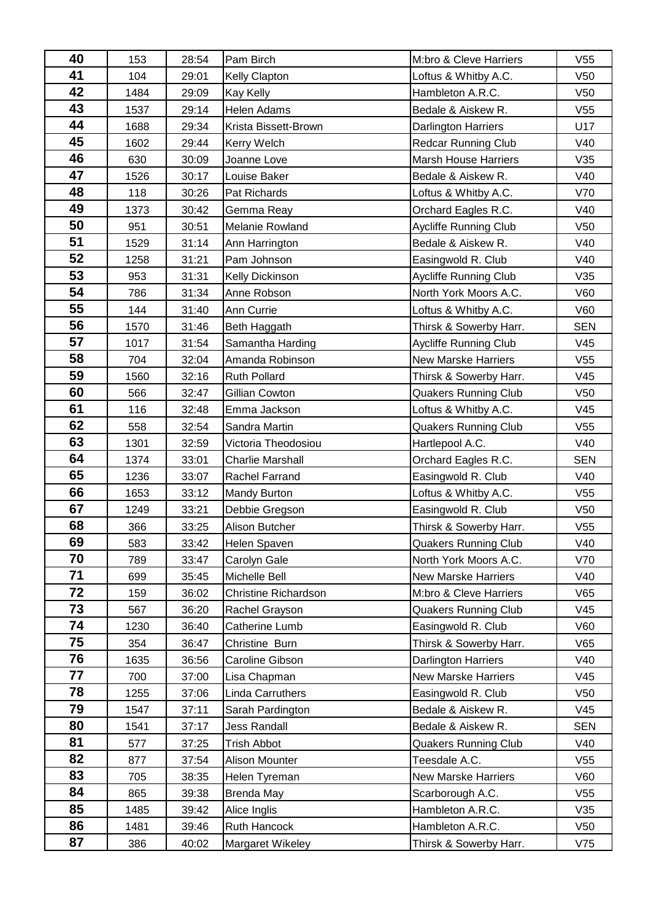| 40 | 153 | 28:54 | Pam Birch | M:bro & Cleve Harriers | V55 |
|---|---|---|---|---|---|
| 41 | 104 | 29:01 | Kelly Clapton | Loftus & Whitby A.C. | V50 |
| 42 | 1484 | 29:09 | Kay Kelly | Hambleton A.R.C. | V50 |
| 43 | 1537 | 29:14 | Helen Adams | Bedale & Aiskew R. | V55 |
| 44 | 1688 | 29:34 | Krista Bissett-Brown | Darlington Harriers | U17 |
| 45 | 1602 | 29:44 | Kerry Welch | Redcar Running Club | V40 |
| 46 | 630 | 30:09 | Joanne Love | Marsh House Harriers | V35 |
| 47 | 1526 | 30:17 | Louise Baker | Bedale & Aiskew R. | V40 |
| 48 | 118 | 30:26 | Pat Richards | Loftus & Whitby A.C. | V70 |
| 49 | 1373 | 30:42 | Gemma Reay | Orchard Eagles R.C. | V40 |
| 50 | 951 | 30:51 | Melanie Rowland | Aycliffe Running Club | V50 |
| 51 | 1529 | 31:14 | Ann Harrington | Bedale & Aiskew R. | V40 |
| 52 | 1258 | 31:21 | Pam Johnson | Easingwold R. Club | V40 |
| 53 | 953 | 31:31 | Kelly Dickinson | Aycliffe Running Club | V35 |
| 54 | 786 | 31:34 | Anne Robson | North York Moors A.C. | V60 |
| 55 | 144 | 31:40 | Ann Currie | Loftus & Whitby A.C. | V60 |
| 56 | 1570 | 31:46 | Beth Haggath | Thirsk & Sowerby Harr. | SEN |
| 57 | 1017 | 31:54 | Samantha Harding | Aycliffe Running Club | V45 |
| 58 | 704 | 32:04 | Amanda Robinson | New Marske Harriers | V55 |
| 59 | 1560 | 32:16 | Ruth Pollard | Thirsk & Sowerby Harr. | V45 |
| 60 | 566 | 32:47 | Gillian Cowton | Quakers Running Club | V50 |
| 61 | 116 | 32:48 | Emma Jackson | Loftus & Whitby A.C. | V45 |
| 62 | 558 | 32:54 | Sandra Martin | Quakers Running Club | V55 |
| 63 | 1301 | 32:59 | Victoria Theodosiou | Hartlepool A.C. | V40 |
| 64 | 1374 | 33:01 | Charlie Marshall | Orchard Eagles R.C. | SEN |
| 65 | 1236 | 33:07 | Rachel Farrand | Easingwold R. Club | V40 |
| 66 | 1653 | 33:12 | Mandy Burton | Loftus & Whitby A.C. | V55 |
| 67 | 1249 | 33:21 | Debbie Gregson | Easingwold R. Club | V50 |
| 68 | 366 | 33:25 | Alison Butcher | Thirsk & Sowerby Harr. | V55 |
| 69 | 583 | 33:42 | Helen Spaven | Quakers Running Club | V40 |
| 70 | 789 | 33:47 | Carolyn Gale | North York Moors A.C. | V70 |
| 71 | 699 | 35:45 | Michelle Bell | New Marske Harriers | V40 |
| 72 | 159 | 36:02 | Christine Richardson | M:bro & Cleve Harriers | V65 |
| 73 | 567 | 36:20 | Rachel Grayson | Quakers Running Club | V45 |
| 74 | 1230 | 36:40 | Catherine Lumb | Easingwold R. Club | V60 |
| 75 | 354 | 36:47 | Christine Burn | Thirsk & Sowerby Harr. | V65 |
| 76 | 1635 | 36:56 | Caroline Gibson | Darlington Harriers | V40 |
| 77 | 700 | 37:00 | Lisa Chapman | New Marske Harriers | V45 |
| 78 | 1255 | 37:06 | Linda Carruthers | Easingwold R. Club | V50 |
| 79 | 1547 | 37:11 | Sarah Pardington | Bedale & Aiskew R. | V45 |
| 80 | 1541 | 37:17 | Jess Randall | Bedale & Aiskew R. | SEN |
| 81 | 577 | 37:25 | Trish Abbot | Quakers Running Club | V40 |
| 82 | 877 | 37:54 | Alison Mounter | Teesdale A.C. | V55 |
| 83 | 705 | 38:35 | Helen Tyreman | New Marske Harriers | V60 |
| 84 | 865 | 39:38 | Brenda May | Scarborough A.C. | V55 |
| 85 | 1485 | 39:42 | Alice Inglis | Hambleton A.R.C. | V35 |
| 86 | 1481 | 39:46 | Ruth Hancock | Hambleton A.R.C. | V50 |
| 87 | 386 | 40:02 | Margaret Wikeley | Thirsk & Sowerby Harr. | V75 |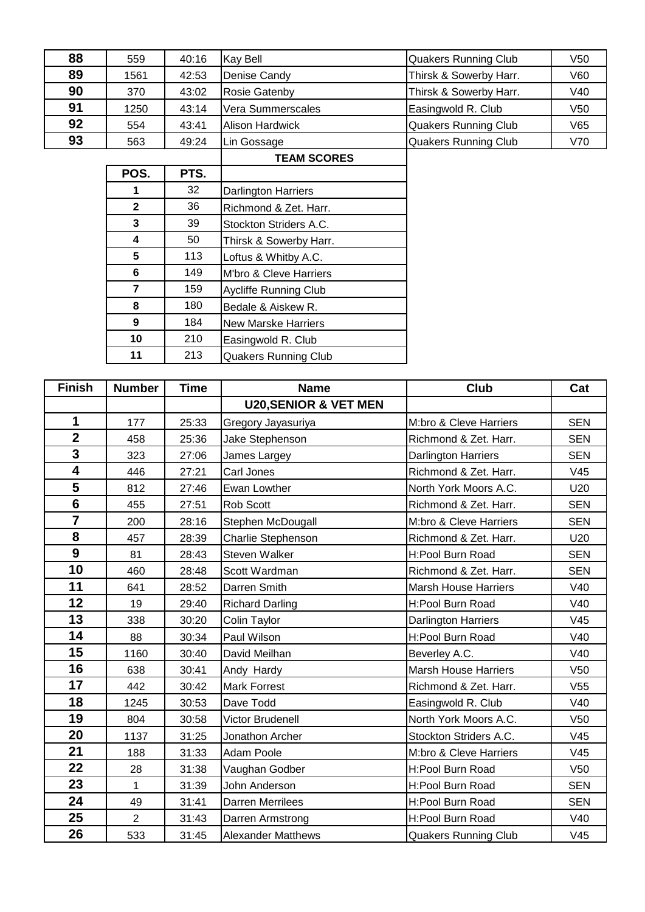| | | | | | |
|---|---|---|---|---|---|
| **88** | 559 | 40:16 | Kay Bell | Quakers Running Club | V50 |
| **89** | 1561 | 42:53 | Denise Candy | Thirsk & Sowerby Harr. | V60 |
| **90** | 370 | 43:02 | Rosie Gatenby | Thirsk & Sowerby Harr. | V40 |
| **91** | 1250 | 43:14 | Vera Summerscales | Easingwold R. Club | V50 |
| **92** | 554 | 43:41 | Alison Hardwick | Quakers Running Club | V65 |
| **93** | 563 | 49:24 | Lin Gossage | Quakers Running Club | V70 |

| POS. | PTS. | TEAM SCORES |
|---|---|---|
| 1 | 32 | Darlington Harriers |
| 2 | 36 | Richmond & Zet. Harr. |
| 3 | 39 | Stockton Striders A.C. |
| 4 | 50 | Thirsk & Sowerby Harr. |
| 5 | 113 | Loftus & Whitby A.C. |
| 6 | 149 | M'bro & Cleve Harriers |
| 7 | 159 | Aycliffe Running Club |
| 8 | 180 | Bedale & Aiskew R. |
| 9 | 184 | New Marske Harriers |
| 10 | 210 | Easingwold R. Club |
| 11 | 213 | Quakers Running Club |

| Finish | Number | Time | Name | Club | Cat |
|---|---|---|---|---|---|
| | | | **U20,SENIOR & VET MEN** | | |
| **1** | 177 | 25:33 | Gregory Jayasuriya | M:bro & Cleve Harriers | SEN |
| **2** | 458 | 25:36 | Jake Stephenson | Richmond & Zet. Harr. | SEN |
| **3** | 323 | 27:06 | James Largey | Darlington Harriers | SEN |
| **4** | 446 | 27:21 | Carl Jones | Richmond & Zet. Harr. | V45 |
| **5** | 812 | 27:46 | Ewan Lowther | North York Moors A.C. | U20 |
| **6** | 455 | 27:51 | Rob Scott | Richmond & Zet. Harr. | SEN |
| **7** | 200 | 28:16 | Stephen McDougall | M:bro & Cleve Harriers | SEN |
| **8** | 457 | 28:39 | Charlie Stephenson | Richmond & Zet. Harr. | U20 |
| **9** | 81 | 28:43 | Steven Walker | H:Pool Burn Road | SEN |
| **10** | 460 | 28:48 | Scott Wardman | Richmond & Zet. Harr. | SEN |
| **11** | 641 | 28:52 | Darren Smith | Marsh House Harriers | V40 |
| **12** | 19 | 29:40 | Richard Darling | H:Pool Burn Road | V40 |
| **13** | 338 | 30:20 | Colin Taylor | Darlington Harriers | V45 |
| **14** | 88 | 30:34 | Paul Wilson | H:Pool Burn Road | V40 |
| **15** | 1160 | 30:40 | David Meilhan | Beverley A.C. | V40 |
| **16** | 638 | 30:41 | Andy Hardy | Marsh House Harriers | V50 |
| **17** | 442 | 30:42 | Mark Forrest | Richmond & Zet. Harr. | V55 |
| **18** | 1245 | 30:53 | Dave Todd | Easingwold R. Club | V40 |
| **19** | 804 | 30:58 | Victor Brudenell | North York Moors A.C. | V50 |
| **20** | 1137 | 31:25 | Jonathon Archer | Stockton Striders A.C. | V45 |
| **21** | 188 | 31:33 | Adam Poole | M:bro & Cleve Harriers | V45 |
| **22** | 28 | 31:38 | Vaughan Godber | H:Pool Burn Road | V50 |
| **23** | 1 | 31:39 | John Anderson | H:Pool Burn Road | SEN |
| **24** | 49 | 31:41 | Darren Merrilees | H:Pool Burn Road | SEN |
| **25** | 2 | 31:43 | Darren Armstrong | H:Pool Burn Road | V40 |
| **26** | 533 | 31:45 | Alexander Matthews | Quakers Running Club | V45 |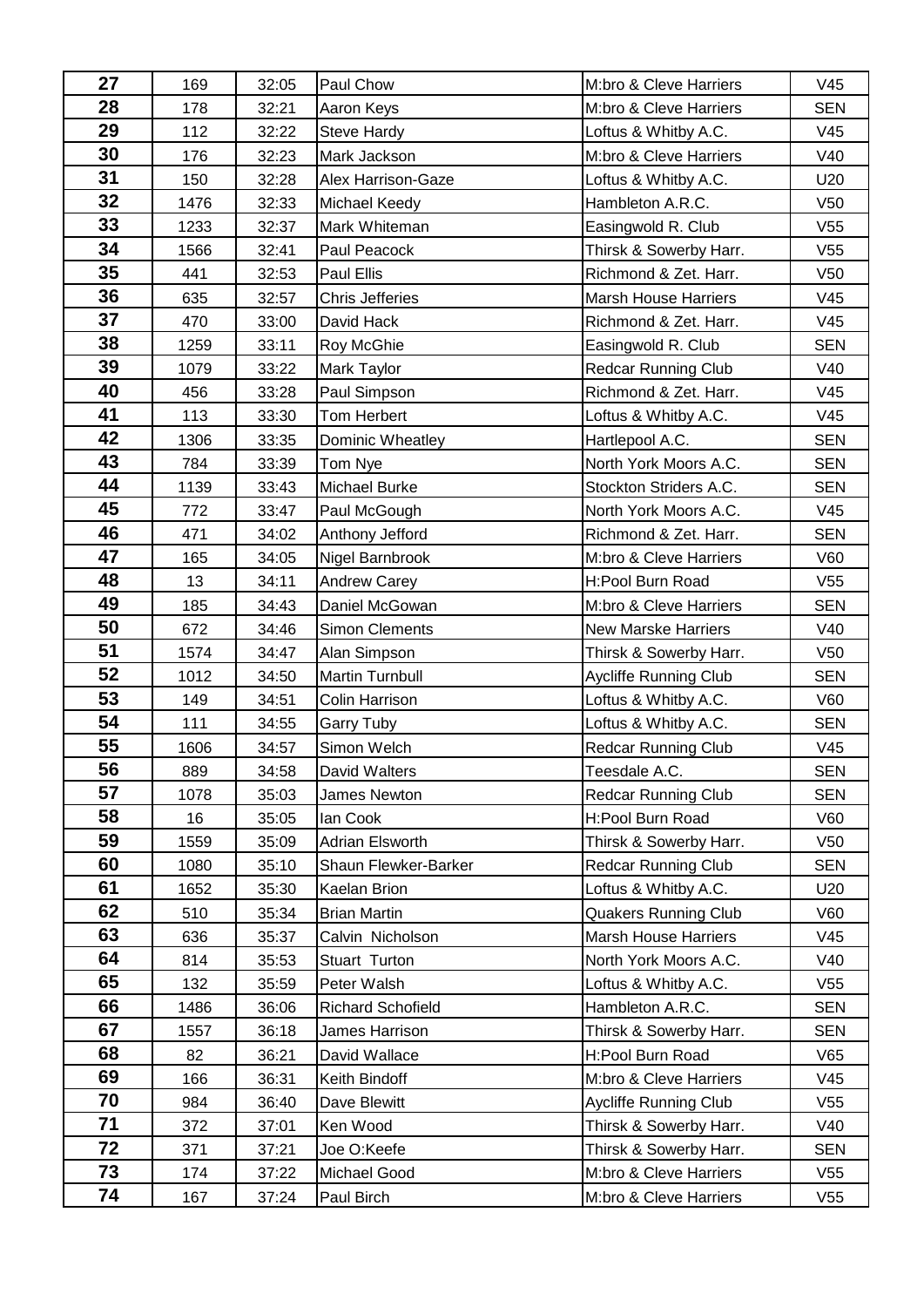| 27 | 169 | 32:05 | Paul Chow | M:bro & Cleve Harriers | V45 |
|---|---|---|---|---|---|
| 28 | 178 | 32:21 | Aaron Keys | M:bro & Cleve Harriers | SEN |
| 29 | 112 | 32:22 | Steve Hardy | Loftus & Whitby A.C. | V45 |
| 30 | 176 | 32:23 | Mark Jackson | M:bro & Cleve Harriers | V40 |
| 31 | 150 | 32:28 | Alex Harrison-Gaze | Loftus & Whitby A.C. | U20 |
| 32 | 1476 | 32:33 | Michael Keedy | Hambleton A.R.C. | V50 |
| 33 | 1233 | 32:37 | Mark Whiteman | Easingwold R. Club | V55 |
| 34 | 1566 | 32:41 | Paul Peacock | Thirsk & Sowerby Harr. | V55 |
| 35 | 441 | 32:53 | Paul Ellis | Richmond & Zet. Harr. | V50 |
| 36 | 635 | 32:57 | Chris Jefferies | Marsh House Harriers | V45 |
| 37 | 470 | 33:00 | David Hack | Richmond & Zet. Harr. | V45 |
| 38 | 1259 | 33:11 | Roy McGhie | Easingwold R. Club | SEN |
| 39 | 1079 | 33:22 | Mark Taylor | Redcar Running Club | V40 |
| 40 | 456 | 33:28 | Paul Simpson | Richmond & Zet. Harr. | V45 |
| 41 | 113 | 33:30 | Tom Herbert | Loftus & Whitby A.C. | V45 |
| 42 | 1306 | 33:35 | Dominic Wheatley | Hartlepool A.C. | SEN |
| 43 | 784 | 33:39 | Tom Nye | North York Moors A.C. | SEN |
| 44 | 1139 | 33:43 | Michael Burke | Stockton Striders A.C. | SEN |
| 45 | 772 | 33:47 | Paul McGough | North York Moors A.C. | V45 |
| 46 | 471 | 34:02 | Anthony Jefford | Richmond & Zet. Harr. | SEN |
| 47 | 165 | 34:05 | Nigel Barnbrook | M:bro & Cleve Harriers | V60 |
| 48 | 13 | 34:11 | Andrew Carey | H:Pool Burn Road | V55 |
| 49 | 185 | 34:43 | Daniel McGowan | M:bro & Cleve Harriers | SEN |
| 50 | 672 | 34:46 | Simon Clements | New Marske Harriers | V40 |
| 51 | 1574 | 34:47 | Alan Simpson | Thirsk & Sowerby Harr. | V50 |
| 52 | 1012 | 34:50 | Martin Turnbull | Aycliffe Running Club | SEN |
| 53 | 149 | 34:51 | Colin Harrison | Loftus & Whitby A.C. | V60 |
| 54 | 111 | 34:55 | Garry Tuby | Loftus & Whitby A.C. | SEN |
| 55 | 1606 | 34:57 | Simon Welch | Redcar Running Club | V45 |
| 56 | 889 | 34:58 | David Walters | Teesdale A.C. | SEN |
| 57 | 1078 | 35:03 | James Newton | Redcar Running Club | SEN |
| 58 | 16 | 35:05 | Ian Cook | H:Pool Burn Road | V60 |
| 59 | 1559 | 35:09 | Adrian Elsworth | Thirsk & Sowerby Harr. | V50 |
| 60 | 1080 | 35:10 | Shaun Flewker-Barker | Redcar Running Club | SEN |
| 61 | 1652 | 35:30 | Kaelan Brion | Loftus & Whitby A.C. | U20 |
| 62 | 510 | 35:34 | Brian Martin | Quakers Running Club | V60 |
| 63 | 636 | 35:37 | Calvin Nicholson | Marsh House Harriers | V45 |
| 64 | 814 | 35:53 | Stuart Turton | North York Moors A.C. | V40 |
| 65 | 132 | 35:59 | Peter Walsh | Loftus & Whitby A.C. | V55 |
| 66 | 1486 | 36:06 | Richard Schofield | Hambleton A.R.C. | SEN |
| 67 | 1557 | 36:18 | James Harrison | Thirsk & Sowerby Harr. | SEN |
| 68 | 82 | 36:21 | David Wallace | H:Pool Burn Road | V65 |
| 69 | 166 | 36:31 | Keith Bindoff | M:bro & Cleve Harriers | V45 |
| 70 | 984 | 36:40 | Dave Blewitt | Aycliffe Running Club | V55 |
| 71 | 372 | 37:01 | Ken Wood | Thirsk & Sowerby Harr. | V40 |
| 72 | 371 | 37:21 | Joe O:Keefe | Thirsk & Sowerby Harr. | SEN |
| 73 | 174 | 37:22 | Michael Good | M:bro & Cleve Harriers | V55 |
| 74 | 167 | 37:24 | Paul Birch | M:bro & Cleve Harriers | V55 |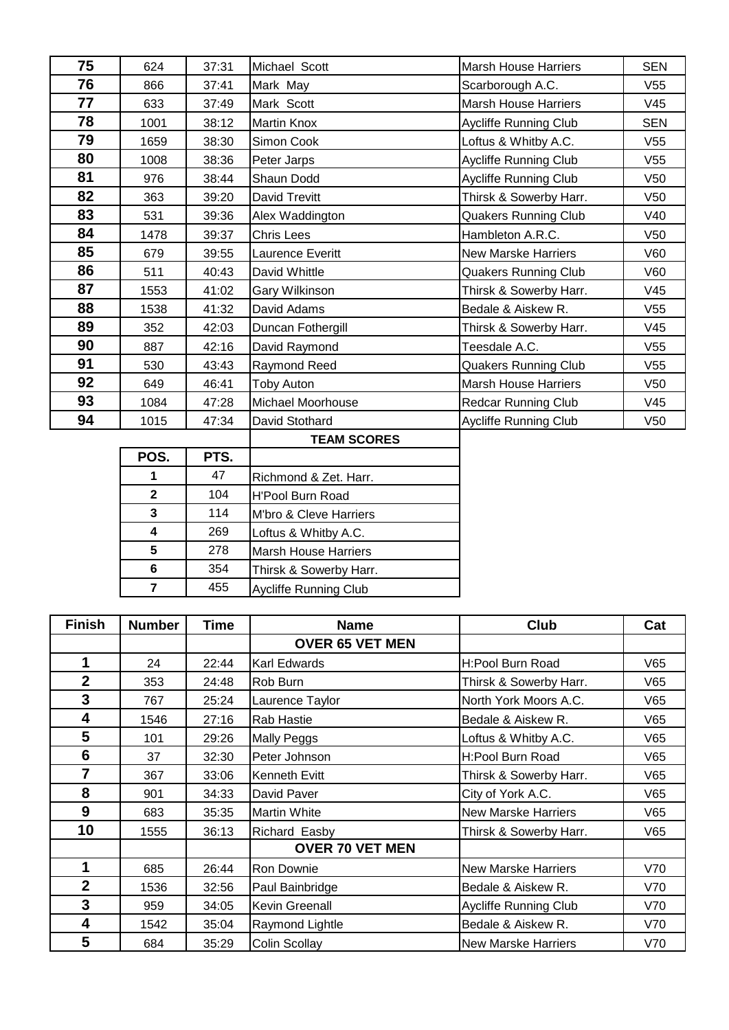| | | | | | |
|---|---|---|---|---|---|
| **75** | 624 | 37:31 | Michael Scott | Marsh House Harriers | SEN |
| **76** | 866 | 37:41 | Mark May | Scarborough A.C. | V55 |
| **77** | 633 | 37:49 | Mark Scott | Marsh House Harriers | V45 |
| **78** | 1001 | 38:12 | Martin Knox | Aycliffe Running Club | SEN |
| **79** | 1659 | 38:30 | Simon Cook | Loftus & Whitby A.C. | V55 |
| **80** | 1008 | 38:36 | Peter Jarps | Aycliffe Running Club | V55 |
| **81** | 976 | 38:44 | Shaun Dodd | Aycliffe Running Club | V50 |
| **82** | 363 | 39:20 | David Trevitt | Thirsk & Sowerby Harr. | V50 |
| **83** | 531 | 39:36 | Alex Waddington | Quakers Running Club | V40 |
| **84** | 1478 | 39:37 | Chris Lees | Hambleton A.R.C. | V50 |
| **85** | 679 | 39:55 | Laurence Everitt | New Marske Harriers | V60 |
| **86** | 511 | 40:43 | David Whittle | Quakers Running Club | V60 |
| **87** | 1553 | 41:02 | Gary Wilkinson | Thirsk & Sowerby Harr. | V45 |
| **88** | 1538 | 41:32 | David Adams | Bedale & Aiskew R. | V55 |
| **89** | 352 | 42:03 | Duncan Fothergill | Thirsk & Sowerby Harr. | V45 |
| **90** | 887 | 42:16 | David Raymond | Teesdale A.C. | V55 |
| **91** | 530 | 43:43 | Raymond Reed | Quakers Running Club | V55 |
| **92** | 649 | 46:41 | Toby Auton | Marsh House Harriers | V50 |
| **93** | 1084 | 47:28 | Michael Moorhouse | Redcar Running Club | V45 |
| **94** | 1015 | 47:34 | David Stothard | Aycliffe Running Club | V50 |

**TEAM SCORES**

| POS. | PTS. | |
|---|---|---|
| **1** | 47 | Richmond & Zet. Harr. |
| **2** | 104 | H'Pool Burn Road |
| **3** | 114 | M'bro & Cleve Harriers |
| **4** | 269 | Loftus & Whitby A.C. |
| **5** | 278 | Marsh House Harriers |
| **6** | 354 | Thirsk & Sowerby Harr. |
| **7** | 455 | Aycliffe Running Club |

| Finish | Number | Time | Name | Club | Cat |
|---|---|---|---|---|---|
| | | | **OVER 65 VET MEN** | | |
| **1** | 24 | 22:44 | Karl Edwards | H:Pool Burn Road | V65 |
| **2** | 353 | 24:48 | Rob Burn | Thirsk & Sowerby Harr. | V65 |
| **3** | 767 | 25:24 | Laurence Taylor | North York Moors A.C. | V65 |
| **4** | 1546 | 27:16 | Rab Hastie | Bedale & Aiskew R. | V65 |
| **5** | 101 | 29:26 | Mally Peggs | Loftus & Whitby A.C. | V65 |
| **6** | 37 | 32:30 | Peter Johnson | H:Pool Burn Road | V65 |
| **7** | 367 | 33:06 | Kenneth Evitt | Thirsk & Sowerby Harr. | V65 |
| **8** | 901 | 34:33 | David Paver | City of York A.C. | V65 |
| **9** | 683 | 35:35 | Martin White | New Marske Harriers | V65 |
| **10** | 1555 | 36:13 | Richard Easby | Thirsk & Sowerby Harr. | V65 |
| | | | **OVER 70 VET MEN** | | |
| **1** | 685 | 26:44 | Ron Downie | New Marske Harriers | V70 |
| **2** | 1536 | 32:56 | Paul Bainbridge | Bedale & Aiskew R. | V70 |
| **3** | 959 | 34:05 | Kevin Greenall | Aycliffe Running Club | V70 |
| **4** | 1542 | 35:04 | Raymond Lightle | Bedale & Aiskew R. | V70 |
| **5** | 684 | 35:29 | Colin Scollay | New Marske Harriers | V70 |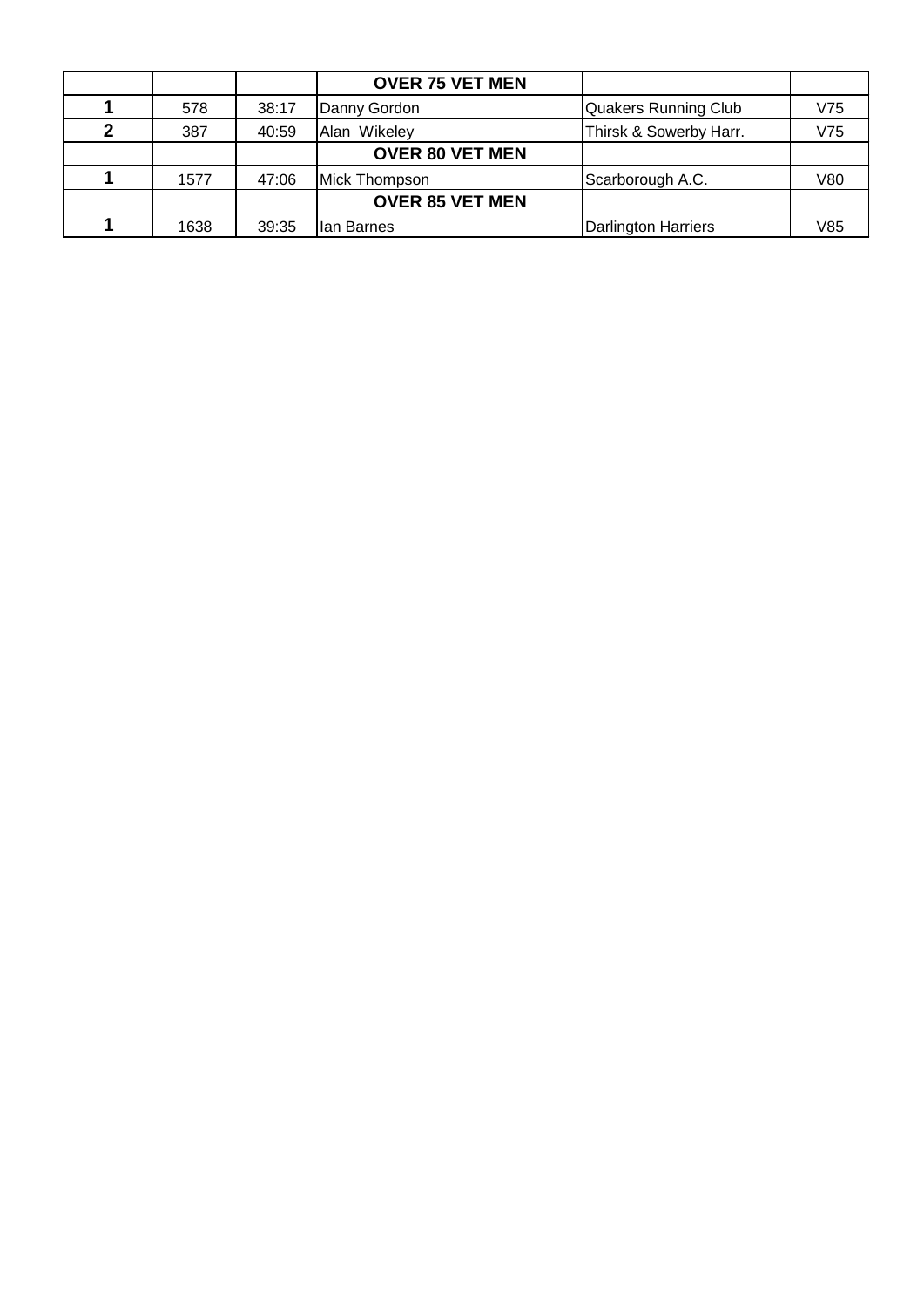| | | | | | |
|---|---|---|---|---|---|
| | | | **OVER 75 VET MEN** | | |
| **1** | 578 | 38:17 | Danny Gordon | Quakers Running Club | V75 |
| **2** | 387 | 40:59 | Alan Wikeley | Thirsk & Sowerby Harr. | V75 |
| | | | **OVER 80 VET MEN** | | |
| **1** | 1577 | 47:06 | Mick Thompson | Scarborough A.C. | V80 |
| | | | **OVER 85 VET MEN** | | |
| **1** | 1638 | 39:35 | Ian Barnes | Darlington Harriers | V85 |